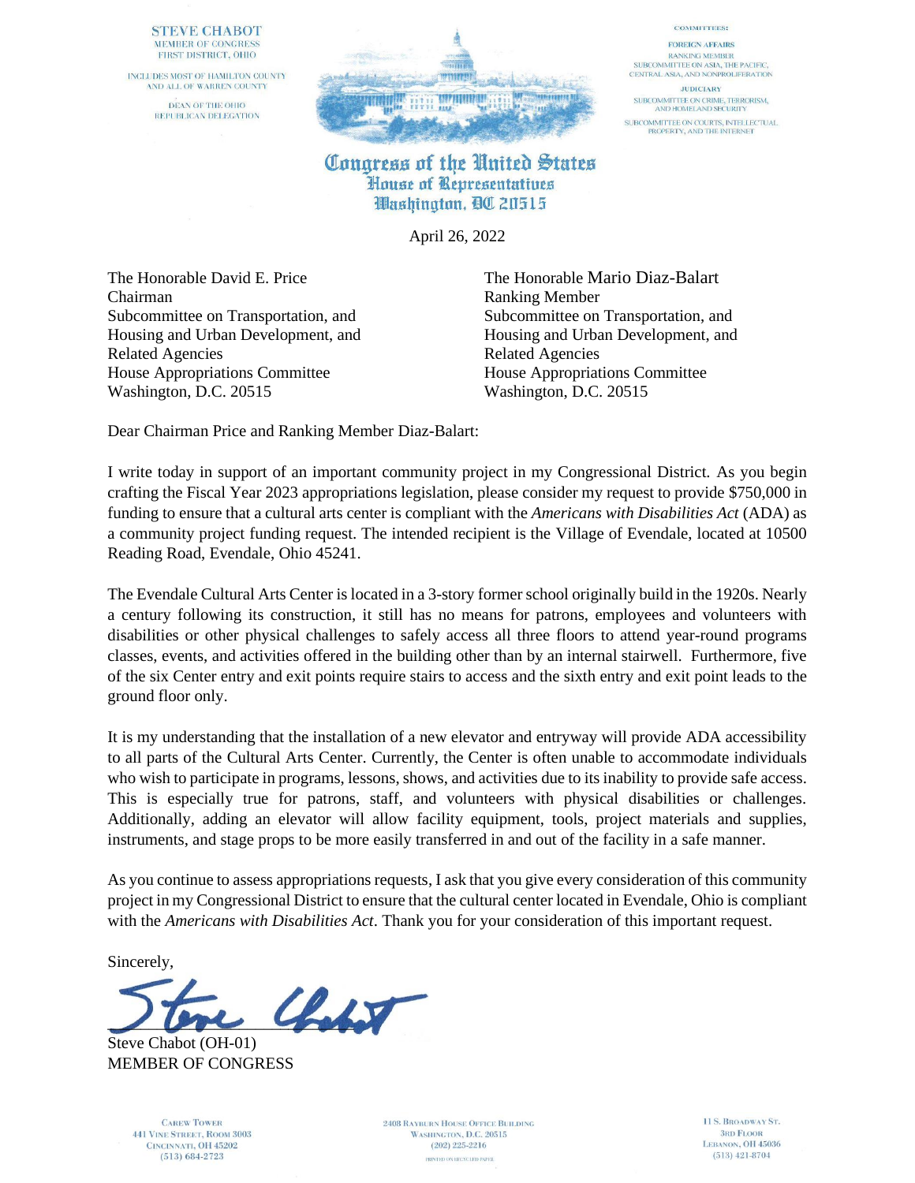STEVE CHABOT
MEMBER OF CONGRESS
FIRST DISTRICT, OHIO

INCLUDES MOST OF HAMILTON COUNTY
AND ALL OF WARREN COUNTY

DEAN OF THE OHIO
REPUBLICAN DELEGATION

COMMITTEES:

FOREIGN AFFAIRS
RANKING MEMBER
SUBCOMMITTEE ON ASIA, THE PACIFIC,
CENTRAL ASIA, AND NONPROLIFERATION

JUDICIARY
SUBCOMMITTEE ON CRIME, TERRORISM,
AND HOMELAND SECURITY

SUBCOMMITTEE ON COURTS, INTELLECTUAL
PROPERTY, AND THE INTERNET

**Congress of the United States**
**House of Representatives**
**Washington, DC 20515**

April 26, 2022

The Honorable David E. Price
Chairman
Subcommittee on Transportation, and
Housing and Urban Development, and
Related Agencies
House Appropriations Committee
Washington, D.C. 20515

The Honorable Mario Diaz-Balart
Ranking Member
Subcommittee on Transportation, and
Housing and Urban Development, and
Related Agencies
House Appropriations Committee
Washington, D.C. 20515

Dear Chairman Price and Ranking Member Diaz-Balart:

I write today in support of an important community project in my Congressional District. As you begin crafting the Fiscal Year 2023 appropriations legislation, please consider my request to provide $750,000 in funding to ensure that a cultural arts center is compliant with the *Americans with Disabilities Act* (ADA) as a community project funding request. The intended recipient is the Village of Evendale, located at 10500 Reading Road, Evendale, Ohio 45241.

The Evendale Cultural Arts Center is located in a 3-story former school originally build in the 1920s. Nearly a century following its construction, it still has no means for patrons, employees and volunteers with disabilities or other physical challenges to safely access all three floors to attend year-round programs classes, events, and activities offered in the building other than by an internal stairwell. Furthermore, five of the six Center entry and exit points require stairs to access and the sixth entry and exit point leads to the ground floor only.

It is my understanding that the installation of a new elevator and entryway will provide ADA accessibility to all parts of the Cultural Arts Center. Currently, the Center is often unable to accommodate individuals who wish to participate in programs, lessons, shows, and activities due to its inability to provide safe access. This is especially true for patrons, staff, and volunteers with physical disabilities or challenges. Additionally, adding an elevator will allow facility equipment, tools, project materials and supplies, instruments, and stage props to be more easily transferred in and out of the facility in a safe manner.

As you continue to assess appropriations requests, I ask that you give every consideration of this community project in my Congressional District to ensure that the cultural center located in Evendale, Ohio is compliant with the *Americans with Disabilities Act*. Thank you for your consideration of this important request.

Sincerely,

Steve Chabot (OH-01)
MEMBER OF CONGRESS

CAREW TOWER
441 VINE STREET, ROOM 3003
CINCINNATI, OH 45202
(513) 684-2723

2408 RAYBURN HOUSE OFFICE BUILDING
WASHINGTON, D.C. 20515
(202) 225-2216

PRINTED ON RECYCLED PAPER

11 S. BROADWAY ST.
3RD FLOOR
LEBANON, OH 45036
(513) 421-8704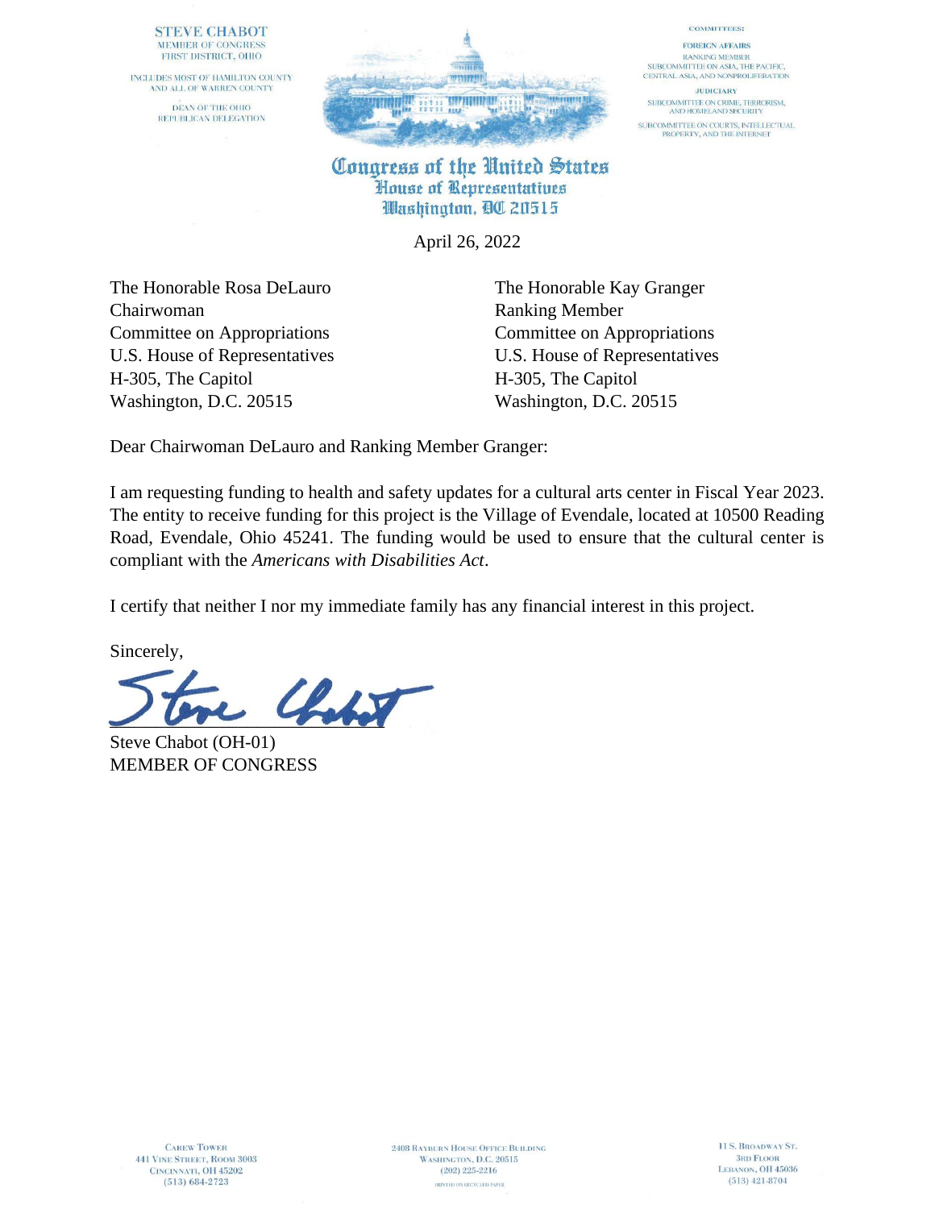STEVE CHABOT
MEMBER OF CONGRESS
FIRST DISTRICT, OHIO

INCLUDES MOST OF HAMILTON COUNTY
AND ALL OF WARREN COUNTY

DEAN OF THE OHIO
REPUBLICAN DELEGATION

COMMITTEES:

FOREIGN AFFAIRS
RANKING MEMBER
SUBCOMMITTEE ON ASIA, THE PACIFIC,
CENTRAL ASIA, AND NONPROLIFERATION

JUDICIARY
SUBCOMMITTEE ON CRIME, TERRORISM,
AND HOMELAND SECURITY
SUBCOMMITTEE ON COURTS, INTELLECTUAL
PROPERTY, AND THE INTERNET

**Congress of the United States**
**House of Representatives**
**Washington, DC 20515**

April 26, 2022

The Honorable Rosa DeLauro
Chairwoman
Committee on Appropriations
U.S. House of Representatives
H-305, The Capitol
Washington, D.C. 20515

The Honorable Kay Granger
Ranking Member
Committee on Appropriations
U.S. House of Representatives
H-305, The Capitol
Washington, D.C. 20515

Dear Chairwoman DeLauro and Ranking Member Granger:

I am requesting funding to health and safety updates for a cultural arts center in Fiscal Year 2023. The entity to receive funding for this project is the Village of Evendale, located at 10500 Reading Road, Evendale, Ohio 45241. The funding would be used to ensure that the cultural center is compliant with the *Americans with Disabilities Act*.

I certify that neither I nor my immediate family has any financial interest in this project.

Sincerely,

Steve Chabot (OH-01)
MEMBER OF CONGRESS

CAREW TOWER
441 VINE STREET, ROOM 3003
CINCINNATI, OH 45202
(513) 684-2723

2408 RAYBURN HOUSE OFFICE BUILDING
WASHINGTON, D.C. 20515
(202) 225-2216

11 S. BROADWAY ST.
3RD FLOOR
LEBANON, OH 45036
(513) 421-8704